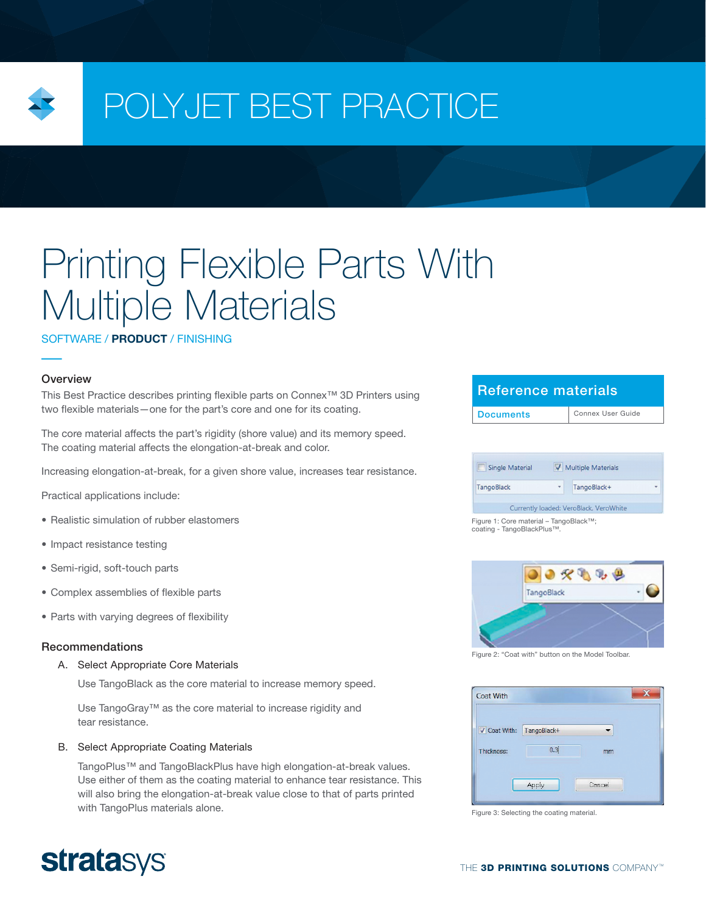# POLYJET BEST PRACTICE

# Printing Flexible Parts With Multiple Materials

SOFTWARE / **PRODUCT** / FINISHING

## Overview

This Best Practice describes printing flexible parts on Connex™ 3D Printers using two flexible materials—one for the part's core and one for its coating.

The core material affects the part's rigidity (shore value) and its memory speed. The coating material affects the elongation-at-break and color.

Increasing elongation-at-break, for a given shore value, increases tear resistance.

Practical applications include:

- Realistic simulation of rubber elastomers
- Impact resistance testing
- Semi-rigid, soft-touch parts
- Complex assemblies of flexible parts
- Parts with varying degrees of flexibility

## Recommendations

A. Select Appropriate Core Materials

Use TangoBlack as the core material to increase memory speed.

Use TangoGray™ as the core material to increase rigidity and tear resistance.

B. Select Appropriate Coating Materials

TangoPlus™ and TangoBlackPlus have high elongation-at-break values. Use either of them as the coating material to enhance tear resistance. This will also bring the elongation-at-break value close to that of parts printed with TangoPlus materials alone.

| Reference materials | |
|---|---|
| Documents | Connex User Guide |

Figure 1: Core material – TangoBlack™; coating - TangoBlackPlus™.

Figure 2: "Coat with" button on the Model Toolbar.

Figure 3: Selecting the coating material.

THE **3D PRINTING SOLUTIONS** COMPANY™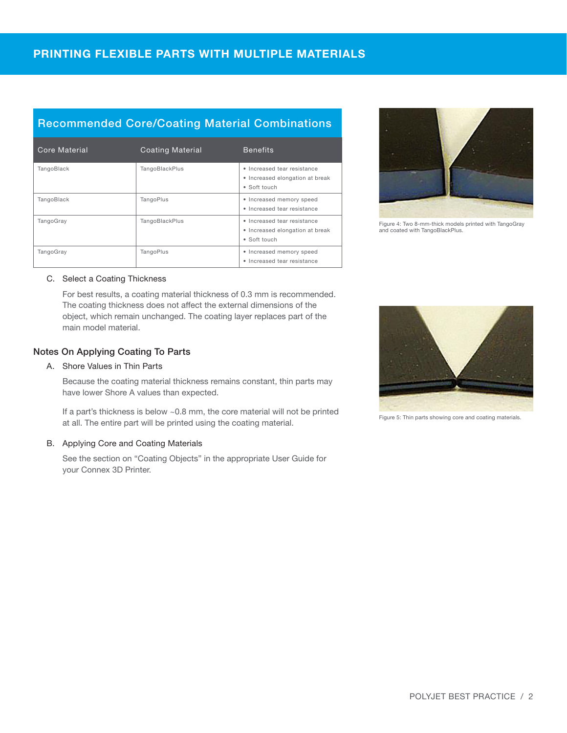## Recommended Core/Coating Material Combinations

| Core Material | Coating Material | Benefits |
|---|---|---|
| TangoBlack | TangoBlackPlus | • Increased tear resistance<br>• Increased elongation at break<br>• Soft touch |
| TangoBlack | TangoPlus | • Increased memory speed<br>• Increased tear resistance |
| TangoGray | TangoBlackPlus | • Increased tear resistance<br>• Increased elongation at break<br>• Soft touch |
| TangoGray | TangoPlus | • Increased memory speed<br>• Increased tear resistance |

C. Select a Coating Thickness

For best results, a coating material thickness of 0.3 mm is recommended. The coating thickness does not affect the external dimensions of the object, which remain unchanged. The coating layer replaces part of the main model material.

Figure 4: Two 8-mm-thick models printed with TangoGray and coated with TangoBlackPlus.

### Notes On Applying Coating To Parts

A. Shore Values in Thin Parts

Because the coating material thickness remains constant, thin parts may have lower Shore A values than expected.

If a part's thickness is below ~0.8 mm, the core material will not be printed at all. The entire part will be printed using the coating material.

B. Applying Core and Coating Materials

See the section on "Coating Objects" in the appropriate User Guide for your Connex 3D Printer.

Figure 5: Thin parts showing core and coating materials.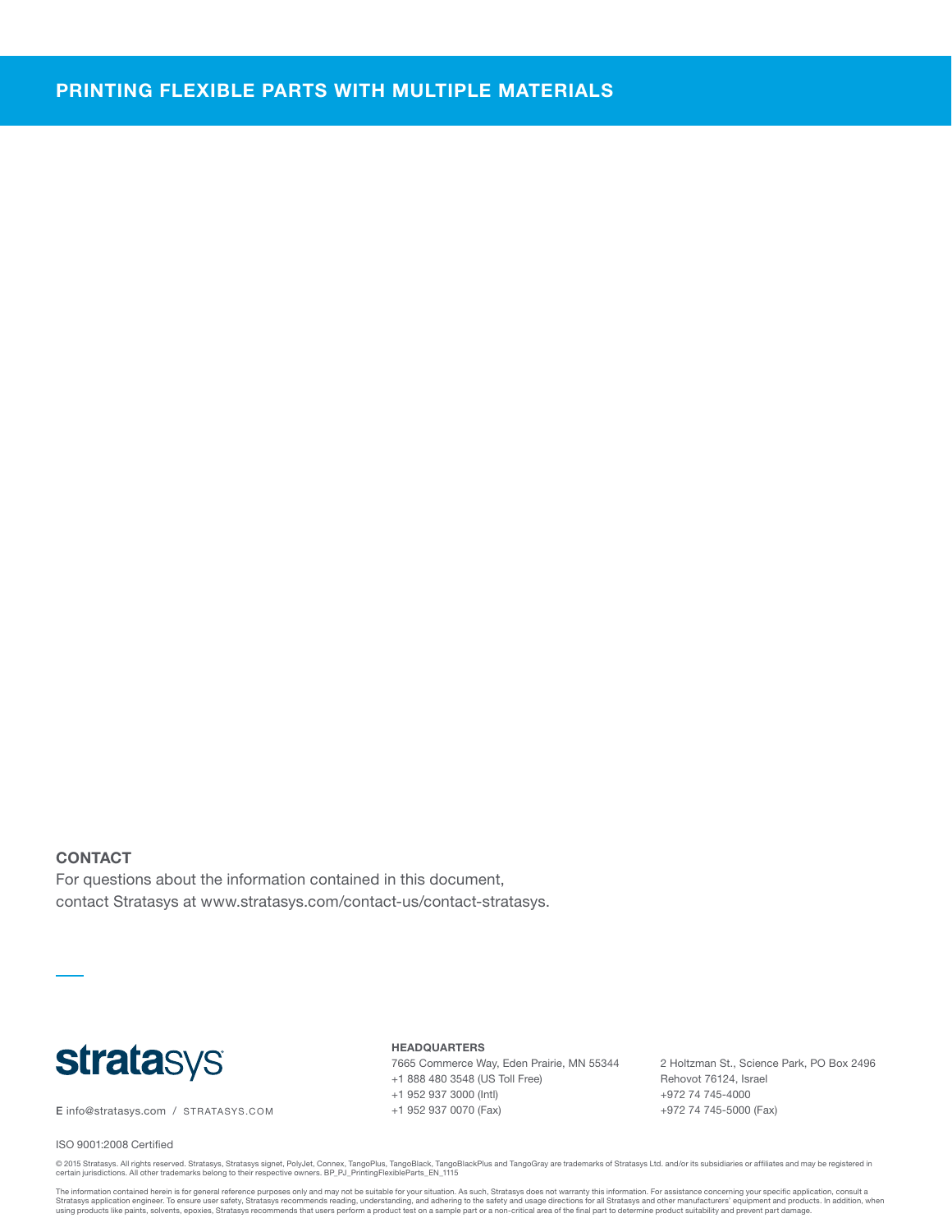## CONTACT

For questions about the information contained in this document, contact Stratasys at www.stratasys.com/contact-us/contact-stratasys.

**stratasys**

E info@stratasys.com / STRATASYS.COM

**HEADQUARTERS**

7665 Commerce Way, Eden Prairie, MN 55344
+1 888 480 3548 (US Toll Free)
+1 952 937 3000 (Intl)
+1 952 937 0070 (Fax)

2 Holtzman St., Science Park, PO Box 2496
Rehovot 76124, Israel
+972 74 745-4000
+972 74 745-5000 (Fax)

ISO 9001:2008 Certified

© 2015 Stratasys. All rights reserved. Stratasys, Stratasys signet, PolyJet, Connex, TangoPlus, TangoBlack, TangoBlackPlus and TangoGray are trademarks of Stratasys Ltd. and/or its subsidiaries or affiliates and may be registered in certain jurisdictions. All other trademarks belong to their respective owners. BP_PJ_PrintingFlexibleParts_EN_1115

The information contained herein is for general reference purposes only and may not be suitable for your situation. As such, Stratasys does not warranty this information. For assistance concerning your specific application, consult a Stratasys application engineer. To ensure user safety, Stratasys recommends reading, understanding, and adhering to the safety and usage directions for all Stratasys and other manufacturers' equipment and products. In addition, when using products like paints, solvents, epoxies, Stratasys recommends that users perform a product test on a sample part or a non-critical area of the final part to determine product suitability and prevent part damage.